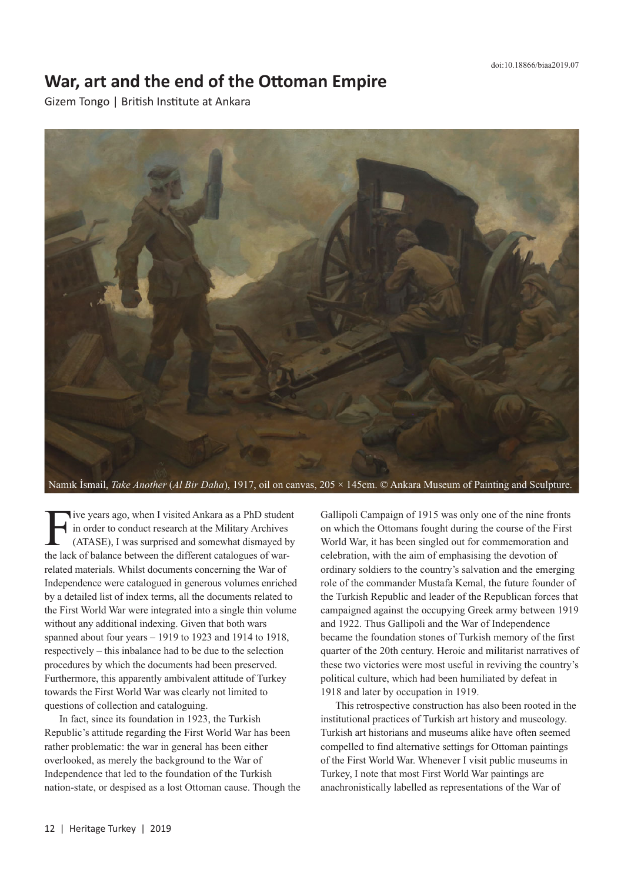# War, art and the end of the Ottoman Empire

Gizem Tongo | British Institute at Ankara

Namık İsmail, *Take Another* (*Al Bir Daha*), 1917, oil on canvas, 205 × 145cm. © Ankara Museum of Painting and Sculpture.

Five years ago, when I visited Ankara as a PhD student in order to conduct research at the Military Archives (ATASE), I was surprised and somewhat dismayed by the lack of balance between the different catalogues of war-related materials. Whilst documents concerning the War of Independence were catalogued in generous volumes enriched by a detailed list of index terms, all the documents related to the First World War were integrated into a single thin volume without any additional indexing. Given that both wars spanned about four years – 1919 to 1923 and 1914 to 1918, respectively – this inbalance had to be due to the selection procedures by which the documents had been preserved. Furthermore, this apparently ambivalent attitude of Turkey towards the First World War was clearly not limited to questions of collection and cataloguing.

In fact, since its foundation in 1923, the Turkish Republic's attitude regarding the First World War has been rather problematic: the war in general has been either overlooked, as merely the background to the War of Independence that led to the foundation of the Turkish nation-state, or despised as a lost Ottoman cause. Though the Gallipoli Campaign of 1915 was only one of the nine fronts on which the Ottomans fought during the course of the First World War, it has been singled out for commemoration and celebration, with the aim of emphasising the devotion of ordinary soldiers to the country's salvation and the emerging role of the commander Mustafa Kemal, the future founder of the Turkish Republic and leader of the Republican forces that campaigned against the occupying Greek army between 1919 and 1922. Thus Gallipoli and the War of Independence became the foundation stones of Turkish memory of the first quarter of the 20th century. Heroic and militarist narratives of these two victories were most useful in reviving the country's political culture, which had been humiliated by defeat in 1918 and later by occupation in 1919.

This retrospective construction has also been rooted in the institutional practices of Turkish art history and museology. Turkish art historians and museums alike have often seemed compelled to find alternative settings for Ottoman paintings of the First World War. Whenever I visit public museums in Turkey, I note that most First World War paintings are anachronistically labelled as representations of the War of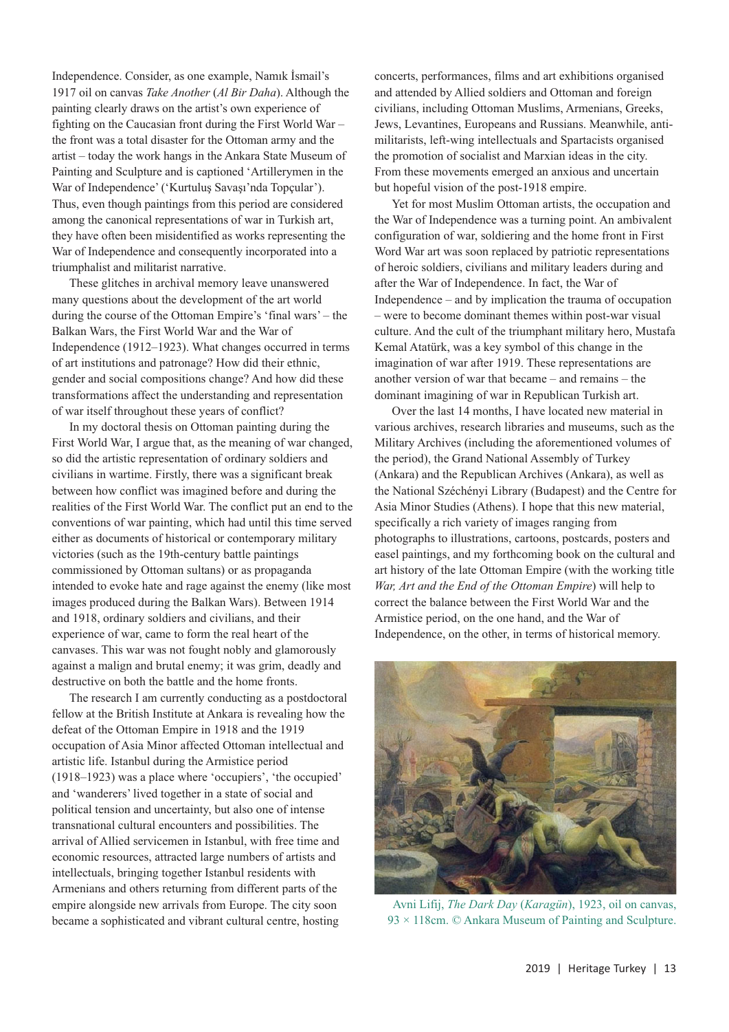Independence. Consider, as one example, Namık İsmail's 1917 oil on canvas *Take Another* (*Al Bir Daha*). Although the painting clearly draws on the artist's own experience of fighting on the Caucasian front during the First World War – the front was a total disaster for the Ottoman army and the artist – today the work hangs in the Ankara State Museum of Painting and Sculpture and is captioned 'Artillerymen in the War of Independence' ('Kurtuluş Savaşı'nda Topçular'). Thus, even though paintings from this period are considered among the canonical representations of war in Turkish art, they have often been misidentified as works representing the War of Independence and consequently incorporated into a triumphalist and militarist narrative.

These glitches in archival memory leave unanswered many questions about the development of the art world during the course of the Ottoman Empire's 'final wars' – the Balkan Wars, the First World War and the War of Independence (1912–1923). What changes occurred in terms of art institutions and patronage? How did their ethnic, gender and social compositions change? And how did these transformations affect the understanding and representation of war itself throughout these years of conflict?

In my doctoral thesis on Ottoman painting during the First World War, I argue that, as the meaning of war changed, so did the artistic representation of ordinary soldiers and civilians in wartime. Firstly, there was a significant break between how conflict was imagined before and during the realities of the First World War. The conflict put an end to the conventions of war painting, which had until this time served either as documents of historical or contemporary military victories (such as the 19th-century battle paintings commissioned by Ottoman sultans) or as propaganda intended to evoke hate and rage against the enemy (like most images produced during the Balkan Wars). Between 1914 and 1918, ordinary soldiers and civilians, and their experience of war, came to form the real heart of the canvases. This war was not fought nobly and glamorously against a malign and brutal enemy; it was grim, deadly and destructive on both the battle and the home fronts.

The research I am currently conducting as a postdoctoral fellow at the British Institute at Ankara is revealing how the defeat of the Ottoman Empire in 1918 and the 1919 occupation of Asia Minor affected Ottoman intellectual and artistic life. Istanbul during the Armistice period (1918–1923) was a place where 'occupiers', 'the occupied' and 'wanderers' lived together in a state of social and political tension and uncertainty, but also one of intense transnational cultural encounters and possibilities. The arrival of Allied servicemen in Istanbul, with free time and economic resources, attracted large numbers of artists and intellectuals, bringing together Istanbul residents with Armenians and others returning from different parts of the empire alongside new arrivals from Europe. The city soon became a sophisticated and vibrant cultural centre, hosting concerts, performances, films and art exhibitions organised and attended by Allied soldiers and Ottoman and foreign civilians, including Ottoman Muslims, Armenians, Greeks, Jews, Levantines, Europeans and Russians. Meanwhile, anti-militarists, left-wing intellectuals and Spartacists organised the promotion of socialist and Marxian ideas in the city. From these movements emerged an anxious and uncertain but hopeful vision of the post-1918 empire.

Yet for most Muslim Ottoman artists, the occupation and the War of Independence was a turning point. An ambivalent configuration of war, soldiering and the home front in First Word War art was soon replaced by patriotic representations of heroic soldiers, civilians and military leaders during and after the War of Independence. In fact, the War of Independence – and by implication the trauma of occupation – were to become dominant themes within post-war visual culture. And the cult of the triumphant military hero, Mustafa Kemal Atatürk, was a key symbol of this change in the imagination of war after 1919. These representations are another version of war that became – and remains – the dominant imagining of war in Republican Turkish art.

Over the last 14 months, I have located new material in various archives, research libraries and museums, such as the Military Archives (including the aforementioned volumes of the period), the Grand National Assembly of Turkey (Ankara) and the Republican Archives (Ankara), as well as the National Széchényi Library (Budapest) and the Centre for Asia Minor Studies (Athens). I hope that this new material, specifically a rich variety of images ranging from photographs to illustrations, cartoons, postcards, posters and easel paintings, and my forthcoming book on the cultural and art history of the late Ottoman Empire (with the working title *War, Art and the End of the Ottoman Empire*) will help to correct the balance between the First World War and the Armistice period, on the one hand, and the War of Independence, on the other, in terms of historical memory.

Avni Lifij, *The Dark Day* (*Karagün*), 1923, oil on canvas, 93 × 118cm. © Ankara Museum of Painting and Sculpture.